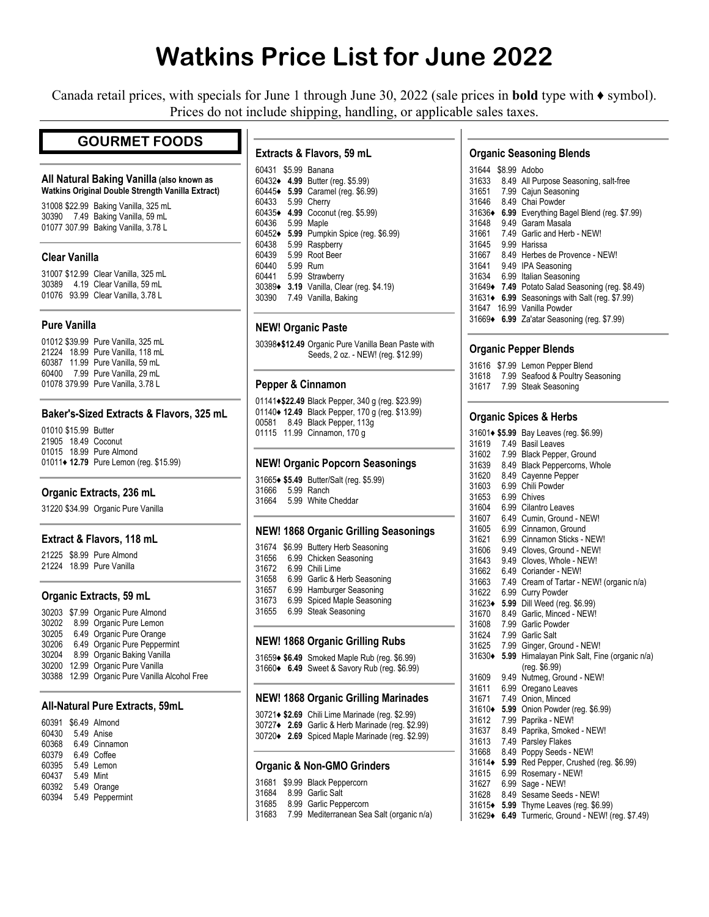# Watkins Price List for June 2022

Canada retail prices, with specials for June 1 through June 30, 2022 (sale prices in **bold** type with ♦ symbol). Prices do not include shipping, handling, or applicable sales taxes.

## GOURMET FOODS

### All Natural Baking Vanilla (also known as Watkins Original Double Strength Vanilla Extract)

31008 $22.99 Baking Vanilla, 325 mL
30390 7.49 Baking Vanilla, 59 mL
01077 307.99 Baking Vanilla, 3.78 L

### Clear Vanilla

31007 $12.99 Clear Vanilla, 325 mL
30389 4.19 Clear Vanilla, 59 mL
01076 93.99 Clear Vanilla, 3.78 L

### Pure Vanilla

01012 $39.99 Pure Vanilla, 325 mL
21224 18.99 Pure Vanilla, 118 mL
60387 11.99 Pure Vanilla, 59 mL
60400 7.99 Pure Vanilla, 29 mL
01078 379.99 Pure Vanilla, 3.78 L

### Baker's-Sized Extracts & Flavors, 325 mL

01010 $15.99 Butter
21905 18.49 Coconut
01015 18.99 Pure Almond
01011♦ **12.79** Pure Lemon (reg. $15.99)

### Organic Extracts, 236 mL

31220 $34.99 Organic Pure Vanilla

### Extract & Flavors, 118 mL

21225 $8.99 Pure Almond
21224 18.99 Pure Vanilla

### Organic Extracts, 59 mL

30203 $7.99 Organic Pure Almond
30202 8.99 Organic Pure Lemon
30205 6.49 Organic Pure Orange
30206 6.49 Organic Pure Peppermint
30204 8.99 Organic Baking Vanilla
30200 12.99 Organic Pure Vanilla
30388 12.99 Organic Pure Vanilla Alcohol Free

### All-Natural Pure Extracts, 59mL

60391 $6.49 Almond
60430 5.49 Anise
60368 6.49 Cinnamon
60379 6.49 Coffee
60395 5.49 Lemon
60437 5.49 Mint
60392 5.49 Orange
60394 5.49 Peppermint

### Extracts & Flavors, 59 mL

60431 $5.99 Banana
60432♦ **4.99** Butter (reg. $5.99)
60445♦ **5.99** Caramel (reg. $6.99)
60433 5.99 Cherry
60435♦ **4.99** Coconut (reg. $5.99)
60436 5.99 Maple
60452♦ **5.99** Pumpkin Spice (reg. $6.99)
60438 5.99 Raspberry
60439 5.99 Root Beer
60440 5.99 Rum
60441 5.99 Strawberry
30389♦ **3.19** Vanilla, Clear (reg. $4.19)
30390 7.49 Vanilla, Baking

### NEW! Organic Paste

30398♦**$12.49** Organic Pure Vanilla Bean Paste with Seeds, 2 oz. - NEW! (reg. $12.99)

### Pepper & Cinnamon

01141♦**$22.49** Black Pepper, 340 g (reg. $23.99)
01140♦ **12.49** Black Pepper, 170 g (reg. $13.99)
00581 8.49 Black Pepper, 113g
01115 11.99 Cinnamon, 170 g

### NEW! Organic Popcorn Seasonings

31665♦ **$5.49** Butter/Salt (reg. $5.99)
31666 5.99 Ranch
31664 5.99 White Cheddar

### NEW! 1868 Organic Grilling Seasonings

31674 $6.99 Buttery Herb Seasoning
31656 6.99 Chicken Seasoning
31672 6.99 Chili Lime
31658 6.99 Garlic & Herb Seasoning
31657 6.99 Hamburger Seasoning
31673 6.99 Spiced Maple Seasoning
31655 6.99 Steak Seasoning

### NEW! 1868 Organic Grilling Rubs

31659♦ **$6.49** Smoked Maple Rub (reg. $6.99)
31660♦ **6.49** Sweet & Savory Rub (reg. $6.99)

### NEW! 1868 Organic Grilling Marinades

30721♦ **$2.69** Chili Lime Marinade (reg. $2.99)
30727♦ **2.69** Garlic & Herb Marinade (reg. $2.99)
30720♦ **2.69** Spiced Maple Marinade (reg. $2.99)

### Organic & Non-GMO Grinders

31681 $9.99 Black Peppercorn
31684 8.99 Garlic Salt
31685 8.99 Garlic Peppercorn
31683 7.99 Mediterranean Sea Salt (organic n/a)

### Organic Seasoning Blends

31644 $8.99 Adobo
31633 8.49 All Purpose Seasoning, salt-free
31651 7.99 Cajun Seasoning
31646 8.49 Chai Powder
31636♦ **6.99** Everything Bagel Blend (reg. $7.99)
31648 9.49 Garam Masala
31661 7.49 Garlic and Herb - NEW!
31645 9.99 Harissa
31667 8.49 Herbes de Provence - NEW!
31641 9.49 IPA Seasoning
31634 6.99 Italian Seasoning
31649♦ **7.49** Potato Salad Seasoning (reg. $8.49)
31631♦ **6.99** Seasonings with Salt (reg. $7.99)
31647 16.99 Vanilla Powder
31669♦ **6.99** Za'atar Seasoning (reg. $7.99)

### Organic Pepper Blends

31616 $7.99 Lemon Pepper Blend
31618 7.99 Seafood & Poultry Seasoning
31617 7.99 Steak Seasoning

### Organic Spices & Herbs

31601♦ **$5.99** Bay Leaves (reg. $6.99)
31619 7.49 Basil Leaves
31602 7.99 Black Pepper, Ground
31639 8.49 Black Peppercorns, Whole
31620 8.49 Cayenne Pepper
31603 6.99 Chili Powder
31653 6.99 Chives
31604 6.99 Cilantro Leaves
31607 6.49 Cumin, Ground - NEW!
31605 6.99 Cinnamon, Ground
31621 6.99 Cinnamon Sticks - NEW!
31606 9.49 Cloves, Ground - NEW!
31643 9.49 Cloves, Whole - NEW!
31662 6.49 Coriander - NEW!
31663 7.49 Cream of Tartar - NEW! (organic n/a)
31622 6.99 Curry Powder
31623♦ **5.99** Dill Weed (reg. $6.99)
31670 8.49 Garlic, Minced - NEW!
31608 7.99 Garlic Powder
31624 7.99 Garlic Salt
31625 7.99 Ginger, Ground - NEW!
31630♦ **5.99** Himalayan Pink Salt, Fine (organic n/a) (reg. $6.99)
31609 9.49 Nutmeg, Ground - NEW!
31611 6.99 Oregano Leaves
31671 7.49 Onion, Minced
31610♦ **5.99** Onion Powder (reg. $6.99)
31612 7.99 Paprika - NEW!
31637 8.49 Paprika, Smoked - NEW!
31613 7.49 Parsley Flakes
31668 8.49 Poppy Seeds - NEW!
31614♦ **5.99** Red Pepper, Crushed (reg. $6.99)
31615 6.99 Rosemary - NEW!
31627 6.99 Sage - NEW!
31628 8.49 Sesame Seeds - NEW!
31615♦ **5.99** Thyme Leaves (reg. $6.99)
31629♦ **6.49** Turmeric, Ground - NEW! (reg. $7.49)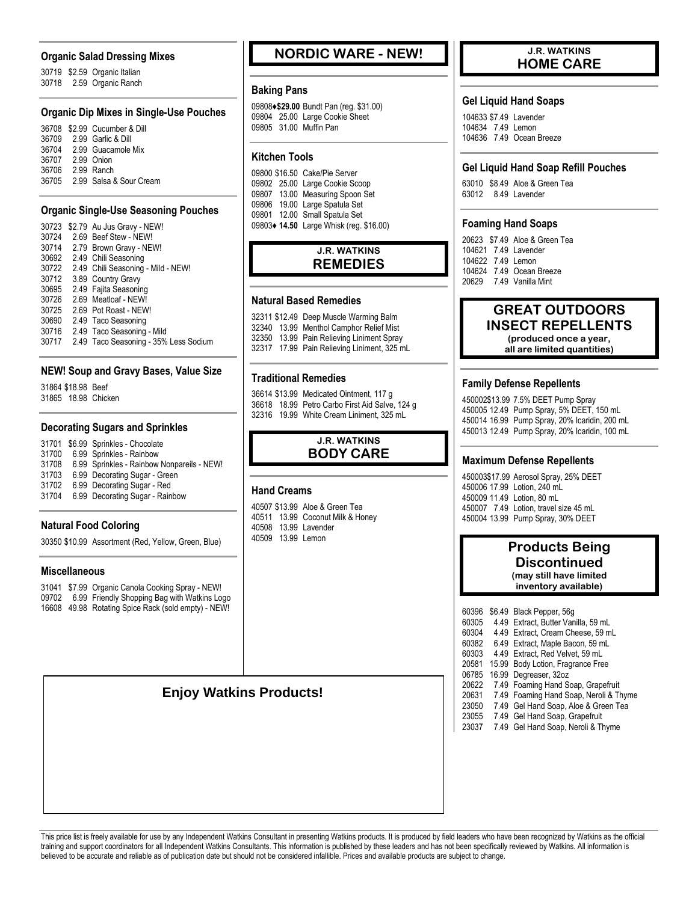### Organic Salad Dressing Mixes

30719 $2.59 Organic Italian
30718 2.59 Organic Ranch

### Organic Dip Mixes in Single-Use Pouches

36708 $2.99 Cucumber & Dill
36709 2.99 Garlic & Dill
36704 2.99 Guacamole Mix
36707 2.99 Onion
36706 2.99 Ranch
36705 2.99 Salsa & Sour Cream

### Organic Single-Use Seasoning Pouches

30723 $2.79 Au Jus Gravy - NEW!
30724 2.69 Beef Stew - NEW!
30714 2.79 Brown Gravy - NEW!
30692 2.49 Chili Seasoning
30722 2.49 Chili Seasoning - Mild - NEW!
30712 3.89 Country Gravy
30695 2.49 Fajita Seasoning
30726 2.69 Meatloaf - NEW!
30725 2.69 Pot Roast - NEW!
30690 2.49 Taco Seasoning
30716 2.49 Taco Seasoning - Mild
30717 2.49 Taco Seasoning - 35% Less Sodium

### NEW! Soup and Gravy Bases, Value Size

31864 $18.98 Beef
31865 18.98 Chicken

### Decorating Sugars and Sprinkles

31701 $6.99 Sprinkles - Chocolate
31700 6.99 Sprinkles - Rainbow
31708 6.99 Sprinkles - Rainbow Nonpareils - NEW!
31703 6.99 Decorating Sugar - Green
31702 6.99 Decorating Sugar - Red
31704 6.99 Decorating Sugar - Rainbow

### Natural Food Coloring

30350 $10.99 Assortment (Red, Yellow, Green, Blue)

### Miscellaneous

31041 $7.99 Organic Canola Cooking Spray - NEW!
09702 6.99 Friendly Shopping Bag with Watkins Logo
16608 49.98 Rotating Spice Rack (sold empty) - NEW!

## NORDIC WARE - NEW!

### Baking Pans

09808♦**$29.00** Bundt Pan (reg. $31.00)
09804 25.00 Large Cookie Sheet
09805 31.00 Muffin Pan

### Kitchen Tools

09800 $16.50 Cake/Pie Server
09802 25.00 Large Cookie Scoop
09807 13.00 Measuring Spoon Set
09806 19.00 Large Spatula Set
09801 12.00 Small Spatula Set
09803♦ **14.50** Large Whisk (reg. $16.00)

## J.R. WATKINS REMEDIES

### Natural Based Remedies

32311 $12.49 Deep Muscle Warming Balm
32340 13.99 Menthol Camphor Relief Mist
32350 13.99 Pain Relieving Liniment Spray
32317 17.99 Pain Relieving Liniment, 325 mL

### Traditional Remedies

36614 $13.99 Medicated Ointment, 117 g
36618 18.99 Petro Carbo First Aid Salve, 124 g
32316 19.99 White Cream Liniment, 325 mL

## J.R. WATKINS BODY CARE

### Hand Creams

40507 $13.99 Aloe & Green Tea
40511 13.99 Coconut Milk & Honey
40508 13.99 Lavender
40509 13.99 Lemon

## J.R. WATKINS HOME CARE

### Gel Liquid Hand Soaps

104633 $7.49 Lavender
104634 7.49 Lemon
104636 7.49 Ocean Breeze

### Gel Liquid Hand Soap Refill Pouches

63010 $8.49 Aloe & Green Tea
63012 8.49 Lavender

### Foaming Hand Soaps

20623 $7.49 Aloe & Green Tea
104621 7.49 Lavender
104622 7.49 Lemon
104624 7.49 Ocean Breeze
20629 7.49 Vanilla Mint

## GREAT OUTDOORS INSECT REPELLENTS

(produced once a year, all are limited quantities)

### Family Defense Repellents

450002 $13.99 7.5% DEET Pump Spray
450005 12.49 Pump Spray, 5% DEET, 150 mL
450014 16.99 Pump Spray, 20% Icaridin, 200 mL
450013 12.49 Pump Spray, 20% Icaridin, 100 mL

### Maximum Defense Repellents

450003 $17.99 Aerosol Spray, 25% DEET
450006 17.99 Lotion, 240 mL
450009 11.49 Lotion, 80 mL
450007 7.49 Lotion, travel size 45 mL
450004 13.99 Pump Spray, 30% DEET

## Products Being Discontinued

(may still have limited inventory available)

60396 $6.49 Black Pepper, 56g
60305 4.49 Extract, Butter Vanilla, 59 mL
60304 4.49 Extract, Cream Cheese, 59 mL
60382 6.49 Extract, Maple Bacon, 59 mL
60303 4.49 Extract, Red Velvet, 59 mL
20581 15.99 Body Lotion, Fragrance Free
06785 16.99 Degreaser, 32oz
20622 7.49 Foaming Hand Soap, Grapefruit
20631 7.49 Foaming Hand Soap, Neroli & Thyme
23050 7.49 Gel Hand Soap, Aloe & Green Tea
23055 7.49 Gel Hand Soap, Grapefruit
23037 7.49 Gel Hand Soap, Neroli & Thyme

## Enjoy Watkins Products!

This price list is freely available for use by any Independent Watkins Consultant in presenting Watkins products. It is produced by field leaders who have been recognized by Watkins as the official training and support coordinators for all Independent Watkins Consultants. This information is published by these leaders and has not been specifically reviewed by Watkins. All information is believed to be accurate and reliable as of publication date but should not be considered infallible. Prices and available products are subject to change.